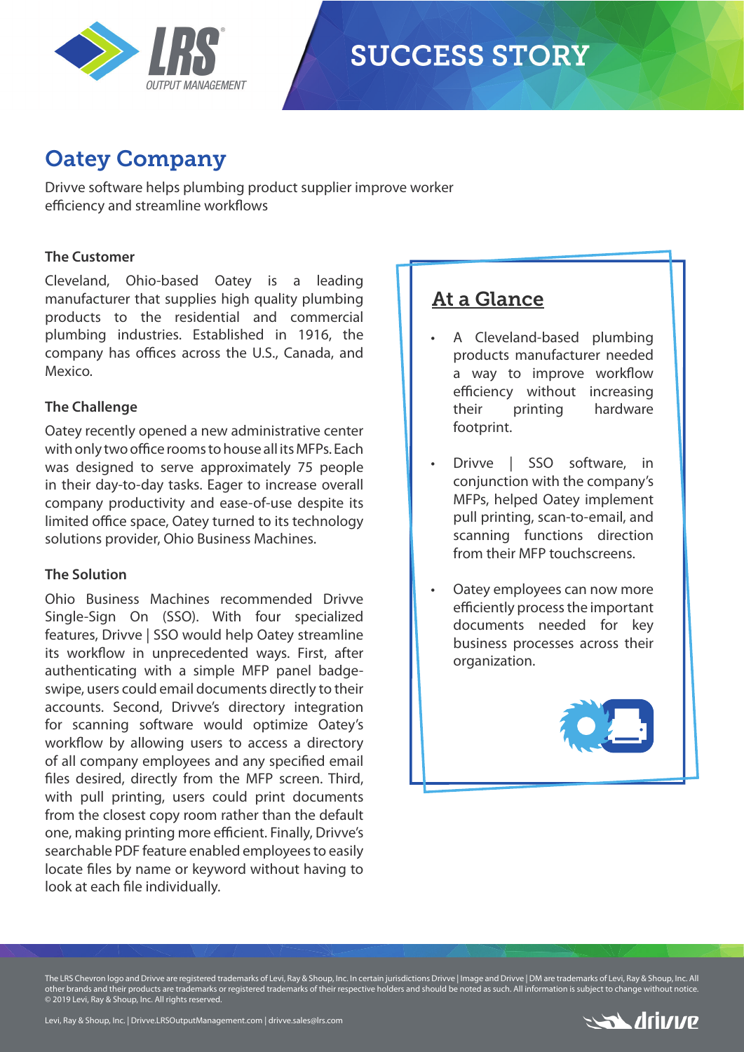# SUCCESS STORY

## Oatey Company

Drivve software helps plumbing product supplier improve worker efficiency and streamline workflows

### The Customer

Cleveland, Ohio-based Oatey is a leading manufacturer that supplies high quality plumbing products to the residential and commercial plumbing industries. Established in 1916, the company has offices across the U.S., Canada, and Mexico.

### The Challenge

Oatey recently opened a new administrative center with only two office rooms to house all its MFPs. Each was designed to serve approximately 75 people in their day-to-day tasks. Eager to increase overall company productivity and ease-of-use despite its limited office space, Oatey turned to its technology solutions provider, Ohio Business Machines.

### The Solution

Ohio Business Machines recommended Drivve Single-Sign On (SSO). With four specialized features, Drivve | SSO would help Oatey streamline its workflow in unprecedented ways. First, after authenticating with a simple MFP panel badge-swipe, users could email documents directly to their accounts. Second, Drivve's directory integration for scanning software would optimize Oatey's workflow by allowing users to access a directory of all company employees and any specified email files desired, directly from the MFP screen. Third, with pull printing, users could print documents from the closest copy room rather than the default one, making printing more efficient. Finally, Drivve's searchable PDF feature enabled employees to easily locate files by name or keyword without having to look at each file individually.

## At a Glance

- A Cleveland-based plumbing products manufacturer needed a way to improve workflow efficiency without increasing their printing hardware footprint.
- Drivve | SSO software, in conjunction with the company's MFPs, helped Oatey implement pull printing, scan-to-email, and scanning functions direction from their MFP touchscreens.
- Oatey employees can now more efficiently process the important documents needed for key business processes across their organization.

The LRS Chevron logo and Drivve are registered trademarks of Levi, Ray & Shoup, Inc. In certain jurisdictions Drivve | Image and Drivve | DM are trademarks of Levi, Ray & Shoup, Inc. All other brands and their products are trademarks or registered trademarks of their respective holders and should be noted as such. All information is subject to change without notice. © 2019 Levi, Ray & Shoup, Inc. All rights reserved.

Levi, Ray & Shoup, Inc. | Drivve.LRSOutputManagement.com | drivve.sales@lrs.com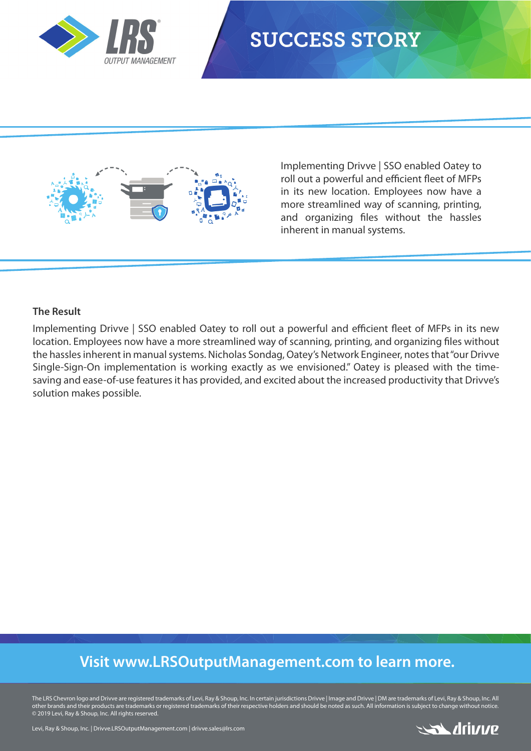# SUCCESS STORY

Implementing Drivve | SSO enabled Oatey to roll out a powerful and efficient fleet of MFPs in its new location. Employees now have a more streamlined way of scanning, printing, and organizing files without the hassles inherent in manual systems.

**The Result**

Implementing Drivve | SSO enabled Oatey to roll out a powerful and efficient fleet of MFPs in its new location. Employees now have a more streamlined way of scanning, printing, and organizing files without the hassles inherent in manual systems. Nicholas Sondag, Oatey's Network Engineer, notes that "our Drivve Single-Sign-On implementation is working exactly as we envisioned." Oatey is pleased with the time-saving and ease-of-use features it has provided, and excited about the increased productivity that Drivve's solution makes possible.

**Visit www.LRSOutputManagement.com to learn more.**

The LRS Chevron logo and Drivve are registered trademarks of Levi, Ray & Shoup, Inc. In certain jurisdictions Drivve | Image and Drivve | DM are trademarks of Levi, Ray & Shoup, Inc. All other brands and their products are trademarks or registered trademarks of their respective holders and should be noted as such. All information is subject to change without notice. © 2019 Levi, Ray & Shoup, Inc. All rights reserved.

Levi, Ray & Shoup, Inc. | Drivve.LRSOutputManagement.com | drivve.sales@lrs.com